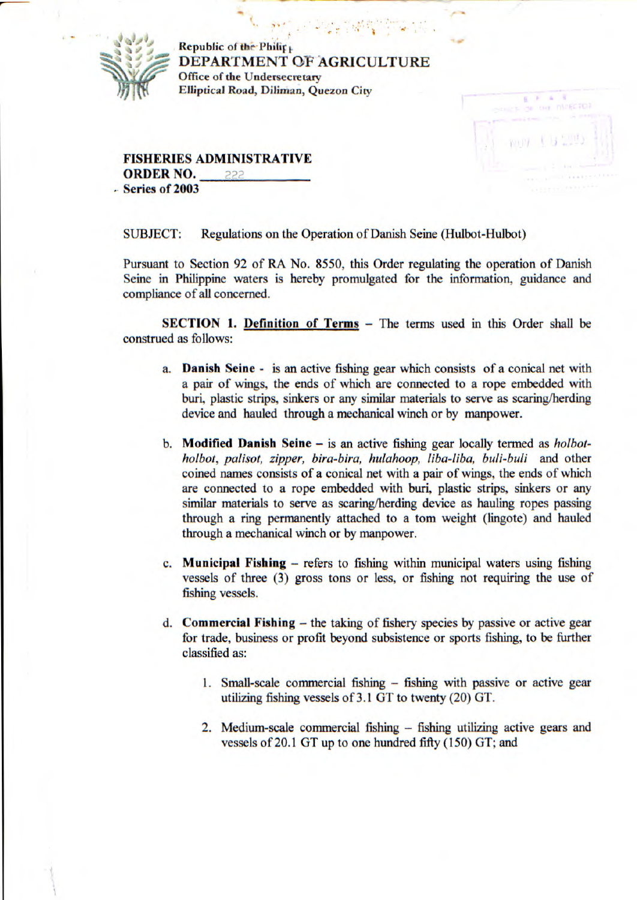Republic of the Philippines
DEPARTMENT OF AGRICULTURE
Office of the Undersecretary
Elliptical Road, Diliman, Quezon City

**FISHERIES ADMINISTRATIVE ORDER NO. 222**
**Series of 2003**

SUBJECT: Regulations on the Operation of Danish Seine (Hulbot-Hulbot)

Pursuant to Section 92 of RA No. 8550, this Order regulating the operation of Danish Seine in Philippine waters is hereby promulgated for the information, guidance and compliance of all concerned.

**SECTION 1. Definition of Terms** – The terms used in this Order shall be construed as follows:

a. **Danish Seine** - is an active fishing gear which consists of a conical net with a pair of wings, the ends of which are connected to a rope embedded with buri, plastic strips, sinkers or any similar materials to serve as scaring/herding device and hauled through a mechanical winch or by manpower.

b. **Modified Danish Seine** – is an active fishing gear locally termed as *holbot-holbot, palisot, zipper, bira-bira, hulahoop, liba-liba, buli-buli* and other coined names consists of a conical net with a pair of wings, the ends of which are connected to a rope embedded with buri, plastic strips, sinkers or any similar materials to serve as scaring/herding device as hauling ropes passing through a ring permanently attached to a tom weight (lingote) and hauled through a mechanical winch or by manpower.

c. **Municipal Fishing** – refers to fishing within municipal waters using fishing vessels of three (3) gross tons or less, or fishing not requiring the use of fishing vessels.

d. **Commercial Fishing** – the taking of fishery species by passive or active gear for trade, business or profit beyond subsistence or sports fishing, to be further classified as:

1. Small-scale commercial fishing – fishing with passive or active gear utilizing fishing vessels of 3.1 GT to twenty (20) GT.
2. Medium-scale commercial fishing – fishing utilizing active gears and vessels of 20.1 GT up to one hundred fifty (150) GT; and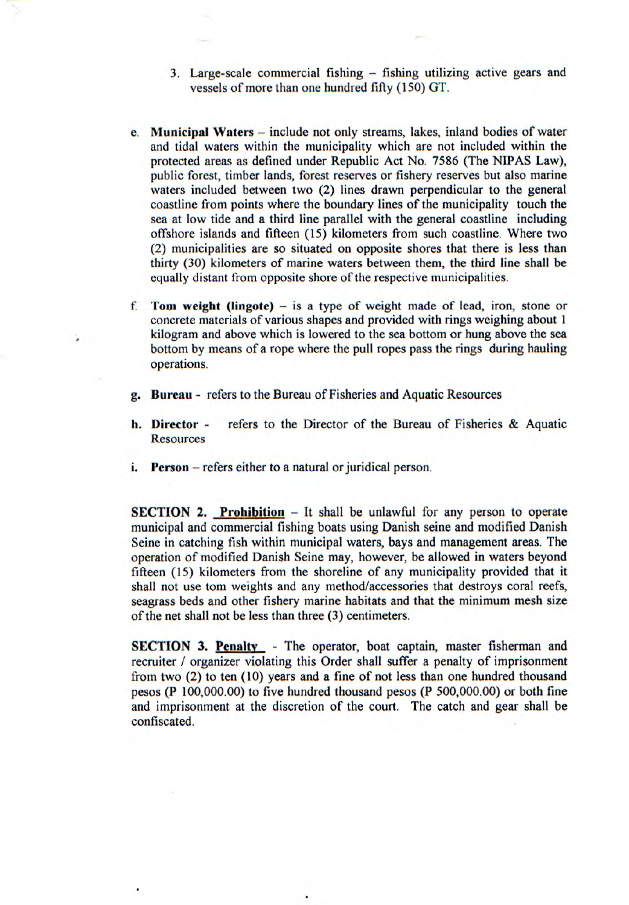3. Large-scale commercial fishing – fishing utilizing active gears and vessels of more than one hundred fifty (150) GT.

e. **Municipal Waters** – include not only streams, lakes, inland bodies of water and tidal waters within the municipality which are not included within the protected areas as defined under Republic Act No. 7586 (The NIPAS Law), public forest, timber lands, forest reserves or fishery reserves but also marine waters included between two (2) lines drawn perpendicular to the general coastline from points where the boundary lines of the municipality touch the sea at low tide and a third line parallel with the general coastline including offshore islands and fifteen (15) kilometers from such coastline. Where two (2) municipalities are so situated on opposite shores that there is less than thirty (30) kilometers of marine waters between them, the third line shall be equally distant from opposite shore of the respective municipalities.

f. **Tom weight (lingote)** – is a type of weight made of lead, iron, stone or concrete materials of various shapes and provided with rings weighing about 1 kilogram and above which is lowered to the sea bottom or hung above the sea bottom by means of a rope where the pull ropes pass the rings during hauling operations.

g. **Bureau** - refers to the Bureau of Fisheries and Aquatic Resources

h. **Director** - refers to the Director of the Bureau of Fisheries & Aquatic Resources

i. **Person** – refers either to a natural or juridical person.

**SECTION 2. Prohibition** – It shall be unlawful for any person to operate municipal and commercial fishing boats using Danish seine and modified Danish Seine in catching fish within municipal waters, bays and management areas. The operation of modified Danish Seine may, however, be allowed in waters beyond fifteen (15) kilometers from the shoreline of any municipality provided that it shall not use tom weights and any method/accessories that destroys coral reefs, seagrass beds and other fishery marine habitats and that the minimum mesh size of the net shall not be less than three (3) centimeters.

**SECTION 3. Penalty** - The operator, boat captain, master fisherman and recruiter / organizer violating this Order shall suffer a penalty of imprisonment from two (2) to ten (10) years and a fine of not less than one hundred thousand pesos (P 100,000.00) to five hundred thousand pesos (P 500,000.00) or both fine and imprisonment at the discretion of the court. The catch and gear shall be confiscated.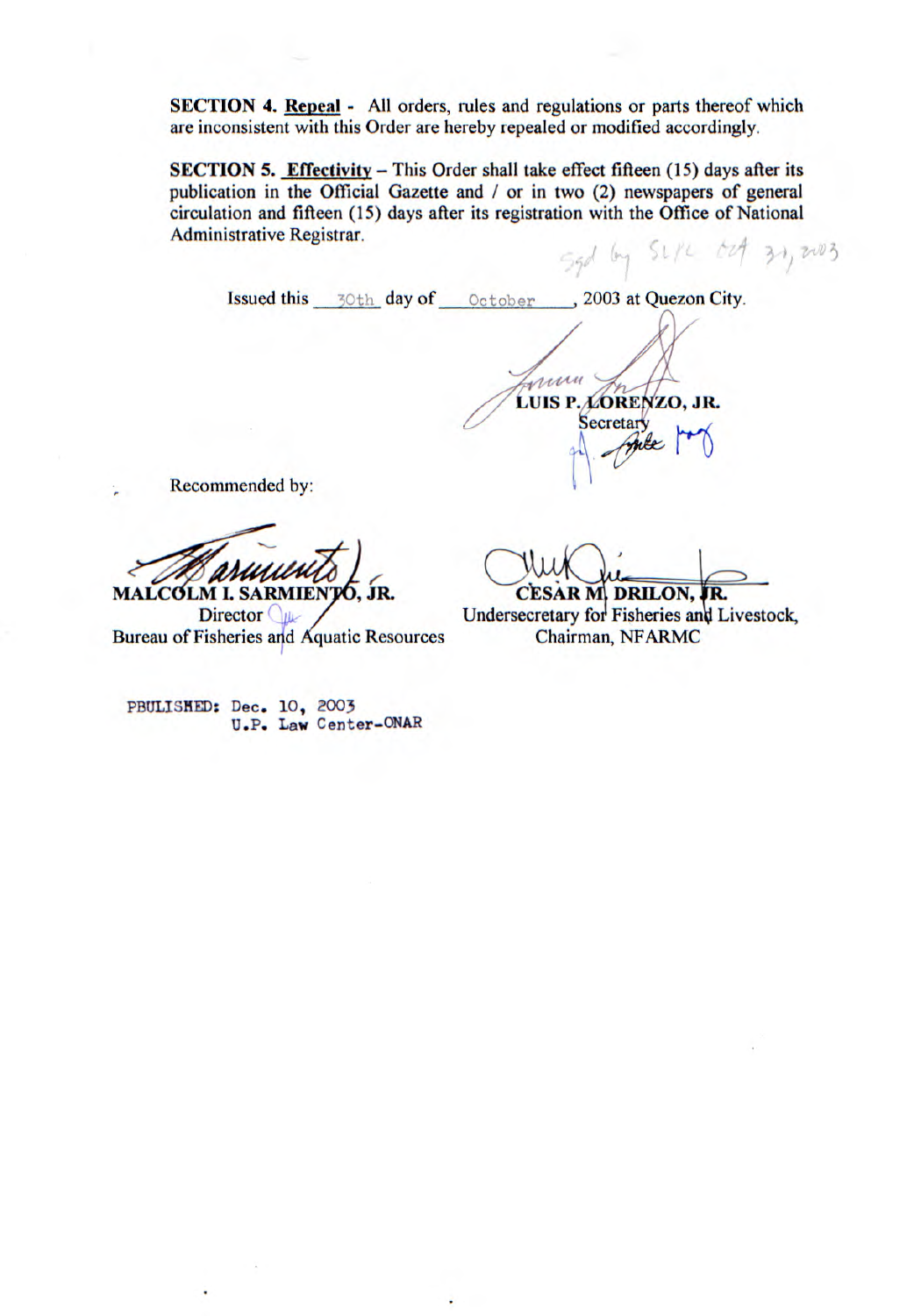**SECTION 4. Repeal** - All orders, rules and regulations or parts thereof which are inconsistent with this Order are hereby repealed or modified accordingly.

**SECTION 5. Effectivity** – This Order shall take effect fifteen (15) days after its publication in the Official Gazette and / or in two (2) newspapers of general circulation and fifteen (15) days after its registration with the Office of National Administrative Registrar.

Sgd by SLPL Oct 31, 2003

Issued this 30th day of October, 2003 at Quezon City.

**LUIS P. LORENZO, JR.**
Secretary

Recommended by:

**MALCOLM I. SARMIENTO, JR.**
Director
Bureau of Fisheries and Aquatic Resources

**CESAR M. DRILON, JR.**
Undersecretary for Fisheries and Livestock,
Chairman, NFARMC

PBULISHED: Dec. 10, 2003
U.P. Law Center-ONAR